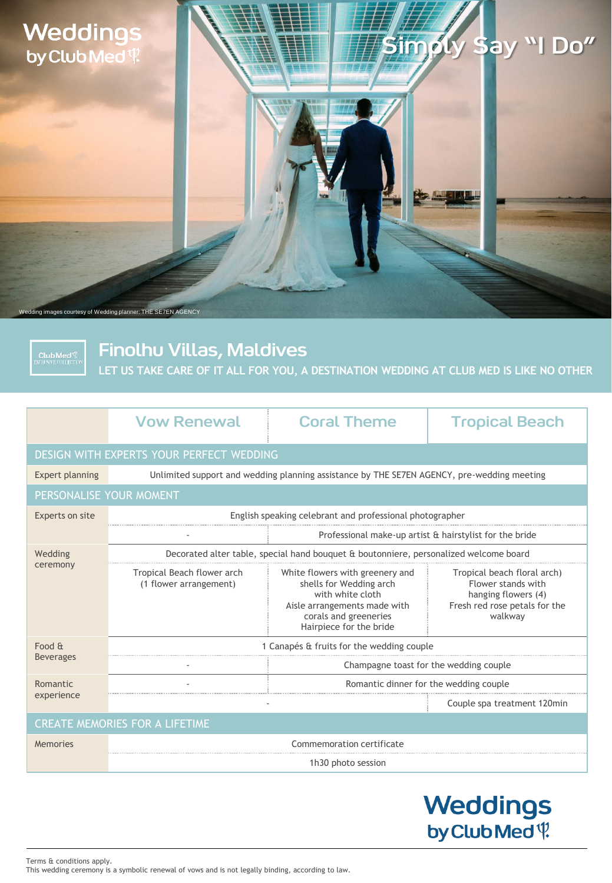# Weddings by Club Med

## Simply Say "I Do"

Wedding images courtesy of Wedding planner: THE SE7EN AGENCY

## Finolhu Villas, Maldives

LET US TAKE CARE OF IT ALL FOR YOU, A DESTINATION WEDDING AT CLUB MED IS LIKE NO OTHER

| | Vow Renewal | Coral Theme | Tropical Beach |
|---|---|---|---|
| **DESIGN WITH EXPERTS YOUR PERFECT WEDDING** | | | |
| Expert planning | Unlimited support and wedding planning assistance by THE SE7EN AGENCY, pre-wedding meeting | | |
| **PERSONALISE YOUR MOMENT** | | | |
| Experts on site | English speaking celebrant and professional photographer | | |
| | - | Professional make-up artist & hairstylist for the bride | |
| Wedding ceremony | Decorated alter table, special hand bouquet & boutonniere, personalized welcome board | | |
| | Tropical Beach flower arch (1 flower arrangement) | White flowers with greenery and shells for Wedding arch with white cloth<br>Aisle arrangements made with corals and greeneries<br>Hairpiece for the bride | Tropical beach floral arch)<br>Flower stands with hanging flowers (4)<br>Fresh red rose petals for the walkway |
| Food & Beverages | 1 Canapés & fruits for the wedding couple | | |
| | - | Champagne toast for the wedding couple | |
| Romantic experience | - | Romantic dinner for the wedding couple | |
| | - | | Couple spa treatment 120min |
| **CREATE MEMORIES FOR A LIFETIME** | | | |
| Memories | Commemoration certificate | | |
| | 1h30 photo session | | |

Weddings by Club Med

Terms & conditions apply.
This wedding ceremony is a symbolic renewal of vows and is not legally binding, according to law.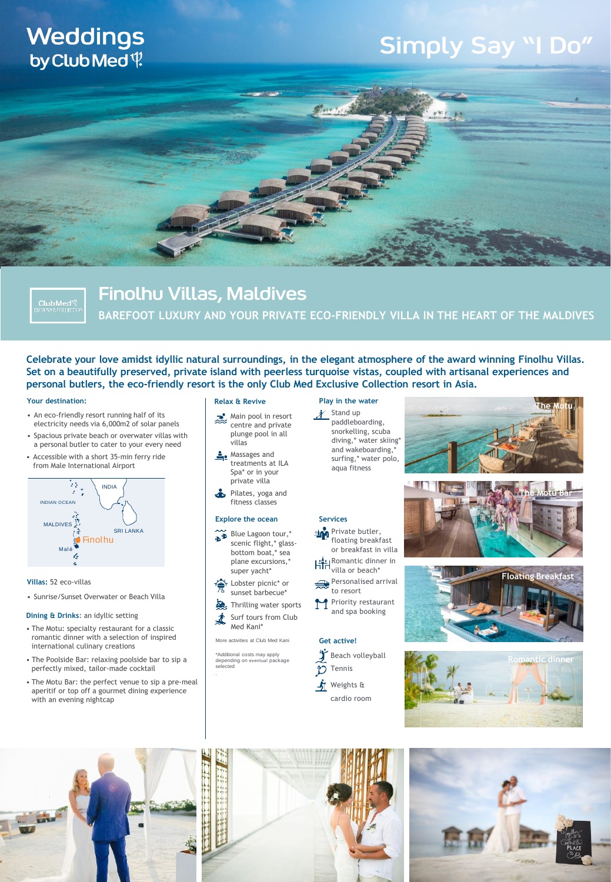# Weddings by Club Med

# Simply Say "I Do"

## Finolhu Villas, Maldives

**BAREFOOT LUXURY AND YOUR PRIVATE ECO-FRIENDLY VILLA IN THE HEART OF THE MALDIVES**

**Celebrate your love amidst idyllic natural surroundings, in the elegant atmosphere of the award winning Finolhu Villas. Set on a beautifully preserved, private island with peerless turquoise vistas, coupled with artisanal experiences and personal butlers, the eco-friendly resort is the only Club Med Exclusive Collection resort in Asia.**

### Your destination:

- An eco-friendly resort running half of its electricity needs via 6,000m2 of solar panels
- Spacious private beach or overwater villas with a personal butler to cater to your every need
- Accessible with a short 35-min ferry ride from Male International Airport

INDIA
INDIAN OCEAN
MALDIVES
SRI LANKA
Finolhu
Malé

**Villas:** 52 eco-villas

- Sunrise/Sunset Overwater or Beach Villa

**Dining & Drinks**: an idyllic setting

- The Motu: specialty restaurant for a classic romantic dinner with a selection of inspired international culinary creations
- The Poolside Bar: relaxing poolside bar to sip a perfectly mixed, tailor-made cocktail
- The Motu Bar: the perfect venue to sip a pre-meal aperitif or top off a gourmet dining experience with an evening nightcap

### Relax & Revive

- Main pool in resort centre and private plunge pool in all villas
- Massages and treatments at ILA Spa* or in your private villa
- Pilates, yoga and fitness classes

### Explore the ocean

- Blue Lagoon tour,* scenic flight,* glass-bottom boat,* sea plane excursions,* super yacht*
- Lobster picnic* or sunset barbecue*
- Thrilling water sports
- Surf tours from Club Med Kani*

More activities at Club Med Kani

*Additional costs may apply depending on eventual package selected

### Play in the water

- Stand up paddleboarding, snorkelling, scuba diving,* water skiing* and wakeboarding,* surfing,* water polo, aqua fitness

### Services

- Private butler, floating breakfast or breakfast in villa
- Romantic dinner in villa or beach*
- Personalised arrival to resort
- Priority restaurant and spa booking

### Get active!

- Beach volleyball
- Tennis
- Weights & cardio room

The Motu

The Motu Bar

Floating Breakfast

Romantic dinner